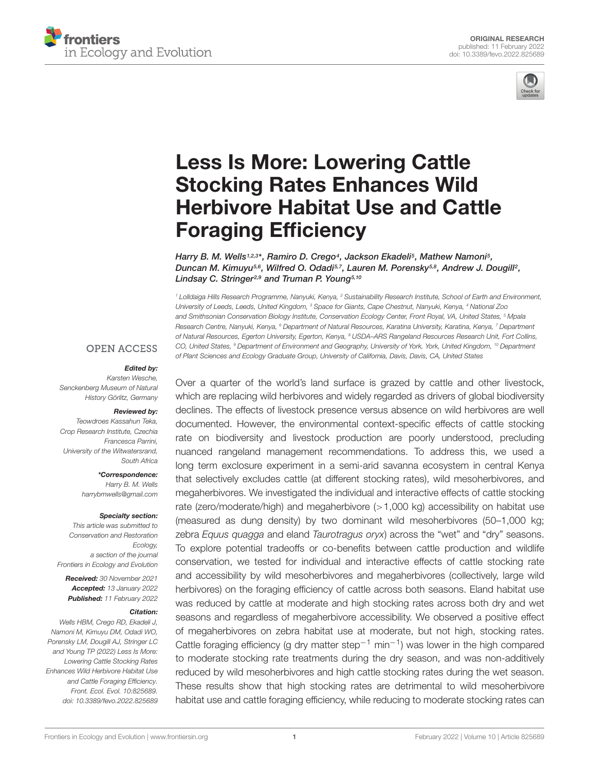ORIGINAL RESEARCH
published: 11 February 2022
doi: 10.3389/fevo.2022.825689

# Less Is More: Lowering Cattle Stocking Rates Enhances Wild Herbivore Habitat Use and Cattle Foraging Efficiency

*Harry B. M. Wells[1,2,3]\*, Ramiro D. Crego[4], Jackson Ekadeli[5], Mathew Namoni[5], Duncan M. Kimuyu[5,6], Wilfred O. Odadi[5,7], Lauren M. Porensky[5,8], Andrew J. Dougill[2], Lindsay C. Stringer[2,9] and Truman P. Young[5,10]*

[1] Lolldaiga Hills Research Programme, Nanyuki, Kenya, [2] Sustainability Research Institute, School of Earth and Environment, University of Leeds, Leeds, United Kingdom, [3] Space for Giants, Cape Chestnut, Nanyuki, Kenya, [4] National Zoo and Smithsonian Conservation Biology Institute, Conservation Ecology Center, Front Royal, VA, United States, [5] Mpala Research Centre, Nanyuki, Kenya, [6] Department of Natural Resources, Karatina University, Karatina, Kenya, [7] Department of Natural Resources, Egerton University, Egerton, Kenya, [8] USDA–ARS Rangeland Resources Research Unit, Fort Collins, CO, United States, [9] Department of Environment and Geography, University of York, York, United Kingdom, [10] Department of Plant Sciences and Ecology Graduate Group, University of California, Davis, Davis, CA, United States

OPEN ACCESS

***Edited by:***
Karsten Wesche,
Senckenberg Museum of Natural History Görlitz, Germany

***Reviewed by:***
Teowdroes Kassahun Teka,
Crop Research Institute, Czechia
Francesca Parrini,
University of the Witwatersrand, South Africa

***\*Correspondence:***
Harry B. M. Wells
harrybmwells@gmail.com

***Specialty section:***
This article was submitted to Conservation and Restoration Ecology, a section of the journal Frontiers in Ecology and Evolution

***Received:*** 30 November 2021
***Accepted:*** 13 January 2022
***Published:*** 11 February 2022

***Citation:***
*Wells HBM, Crego RD, Ekadeli J, Namoni M, Kimuyu DM, Odadi WO, Porensky LM, Dougill AJ, Stringer LC and Young TP (2022) Less Is More: Lowering Cattle Stocking Rates Enhances Wild Herbivore Habitat Use and Cattle Foraging Efficiency. Front. Ecol. Evol. 10:825689. doi: 10.3389/fevo.2022.825689*

Over a quarter of the world's land surface is grazed by cattle and other livestock, which are replacing wild herbivores and widely regarded as drivers of global biodiversity declines. The effects of livestock presence versus absence on wild herbivores are well documented. However, the environmental context-specific effects of cattle stocking rate on biodiversity and livestock production are poorly understood, precluding nuanced rangeland management recommendations. To address this, we used a long term exclosure experiment in a semi-arid savanna ecosystem in central Kenya that selectively excludes cattle (at different stocking rates), wild mesoherbivores, and megaherbivores. We investigated the individual and interactive effects of cattle stocking rate (zero/moderate/high) and megaherbivore (>1,000 kg) accessibility on habitat use (measured as dung density) by two dominant wild mesoherbivores (50–1,000 kg; zebra *Equus quagga* and eland *Taurotragus oryx*) across the "wet" and "dry" seasons. To explore potential tradeoffs or co-benefits between cattle production and wildlife conservation, we tested for individual and interactive effects of cattle stocking rate and accessibility by wild mesoherbivores and megaherbivores (collectively, large wild herbivores) on the foraging efficiency of cattle across both seasons. Eland habitat use was reduced by cattle at moderate and high stocking rates across both dry and wet seasons and regardless of megaherbivore accessibility. We observed a positive effect of megaherbivores on zebra habitat use at moderate, but not high, stocking rates. Cattle foraging efficiency (g dry matter step$^{-1}$ min$^{-1}$) was lower in the high compared to moderate stocking rate treatments during the dry season, and was non-additively reduced by wild mesoherbivores and high cattle stocking rates during the wet season. These results show that high stocking rates are detrimental to wild mesoherbivore habitat use and cattle foraging efficiency, while reducing to moderate stocking rates can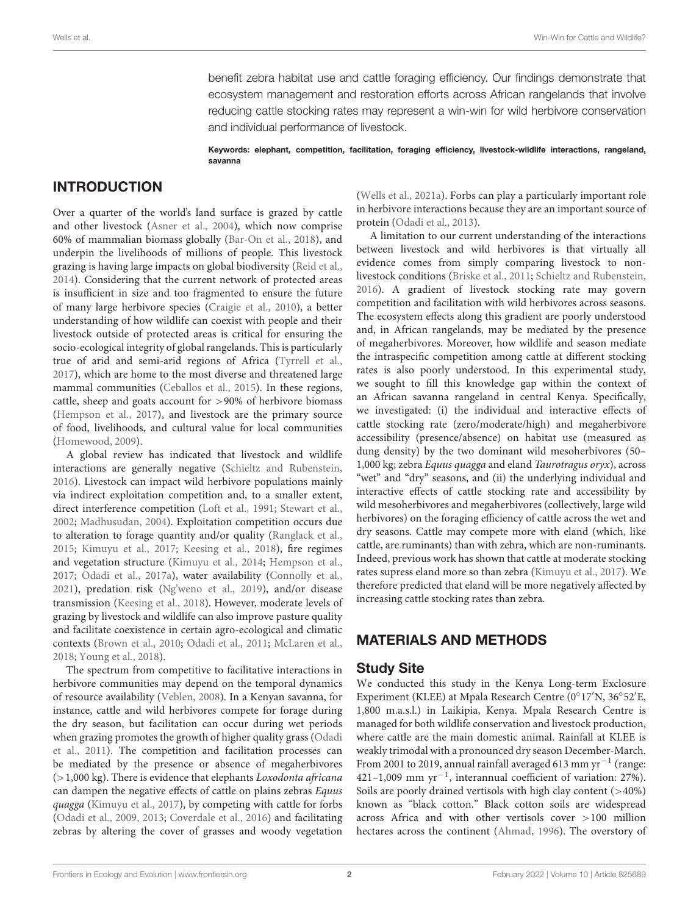benefit zebra habitat use and cattle foraging efficiency. Our findings demonstrate that ecosystem management and restoration efforts across African rangelands that involve reducing cattle stocking rates may represent a win-win for wild herbivore conservation and individual performance of livestock.

**Keywords: elephant, competition, facilitation, foraging efficiency, livestock-wildlife interactions, rangeland, savanna**

## INTRODUCTION

Over a quarter of the world's land surface is grazed by cattle and other livestock (Asner et al., 2004), which now comprise 60% of mammalian biomass globally (Bar-On et al., 2018), and underpin the livelihoods of millions of people. This livestock grazing is having large impacts on global biodiversity (Reid et al., 2014). Considering that the current network of protected areas is insufficient in size and too fragmented to ensure the future of many large herbivore species (Craigie et al., 2010), a better understanding of how wildlife can coexist with people and their livestock outside of protected areas is critical for ensuring the socio-ecological integrity of global rangelands. This is particularly true of arid and semi-arid regions of Africa (Tyrrell et al., 2017), which are home to the most diverse and threatened large mammal communities (Ceballos et al., 2015). In these regions, cattle, sheep and goats account for >90% of herbivore biomass (Hempson et al., 2017), and livestock are the primary source of food, livelihoods, and cultural value for local communities (Homewood, 2009).

A global review has indicated that livestock and wildlife interactions are generally negative (Schieltz and Rubenstein, 2016). Livestock can impact wild herbivore populations mainly via indirect exploitation competition and, to a smaller extent, direct interference competition (Loft et al., 1991; Stewart et al., 2002; Madhusudan, 2004). Exploitation competition occurs due to alteration to forage quantity and/or quality (Ranglack et al., 2015; Kimuyu et al., 2017; Keesing et al., 2018), fire regimes and vegetation structure (Kimuyu et al., 2014; Hempson et al., 2017; Odadi et al., 2017a), water availability (Connolly et al., 2021), predation risk (Ng'weno et al., 2019), and/or disease transmission (Keesing et al., 2018). However, moderate levels of grazing by livestock and wildlife can also improve pasture quality and facilitate coexistence in certain agro-ecological and climatic contexts (Brown et al., 2010; Odadi et al., 2011; McLaren et al., 2018; Young et al., 2018).

The spectrum from competitive to facilitative interactions in herbivore communities may depend on the temporal dynamics of resource availability (Veblen, 2008). In a Kenyan savanna, for instance, cattle and wild herbivores compete for forage during the dry season, but facilitation can occur during wet periods when grazing promotes the growth of higher quality grass (Odadi et al., 2011). The competition and facilitation processes can be mediated by the presence or absence of megaherbivores (>1,000 kg). There is evidence that elephants *Loxodonta africana* can dampen the negative effects of cattle on plains zebras *Equus quagga* (Kimuyu et al., 2017), by competing with cattle for forbs (Odadi et al., 2009, 2013; Coverdale et al., 2016) and facilitating zebras by altering the cover of grasses and woody vegetation (Wells et al., 2021a). Forbs can play a particularly important role in herbivore interactions because they are an important source of protein (Odadi et al., 2013).

A limitation to our current understanding of the interactions between livestock and wild herbivores is that virtually all evidence comes from simply comparing livestock to non-livestock conditions (Briske et al., 2011; Schieltz and Rubenstein, 2016). A gradient of livestock stocking rate may govern competition and facilitation with wild herbivores across seasons. The ecosystem effects along this gradient are poorly understood and, in African rangelands, may be mediated by the presence of megaherbivores. Moreover, how wildlife and season mediate the intraspecific competition among cattle at different stocking rates is also poorly understood. In this experimental study, we sought to fill this knowledge gap within the context of an African savanna rangeland in central Kenya. Specifically, we investigated: (i) the individual and interactive effects of cattle stocking rate (zero/moderate/high) and megaherbivore accessibility (presence/absence) on habitat use (measured as dung density) by the two dominant wild mesoherbivores (50–1,000 kg; zebra *Equus quagga* and eland *Taurotragus oryx*), across "wet" and "dry" seasons, and (ii) the underlying individual and interactive effects of cattle stocking rate and accessibility by wild mesoherbivores and megaherbivores (collectively, large wild herbivores) on the foraging efficiency of cattle across the wet and dry seasons. Cattle may compete more with eland (which, like cattle, are ruminants) than with zebra, which are non-ruminants. Indeed, previous work has shown that cattle at moderate stocking rates supress eland more so than zebra (Kimuyu et al., 2017). We therefore predicted that eland will be more negatively affected by increasing cattle stocking rates than zebra.

## MATERIALS AND METHODS

### Study Site

We conducted this study in the Kenya Long-term Exclosure Experiment (KLEE) at Mpala Research Centre (0°17′N, 36°52′E, 1,800 m.a.s.l.) in Laikipia, Kenya. Mpala Research Centre is managed for both wildlife conservation and livestock production, where cattle are the main domestic animal. Rainfall at KLEE is weakly trimodal with a pronounced dry season December-March. From 2001 to 2019, annual rainfall averaged 613 mm $yr^{-1}$ (range: 421–1,009 mm $yr^{-1}$, interannual coefficient of variation: 27%). Soils are poorly drained vertisols with high clay content (>40%) known as "black cotton." Black cotton soils are widespread across Africa and with other vertisols cover >100 million hectares across the continent (Ahmad, 1996). The overstory of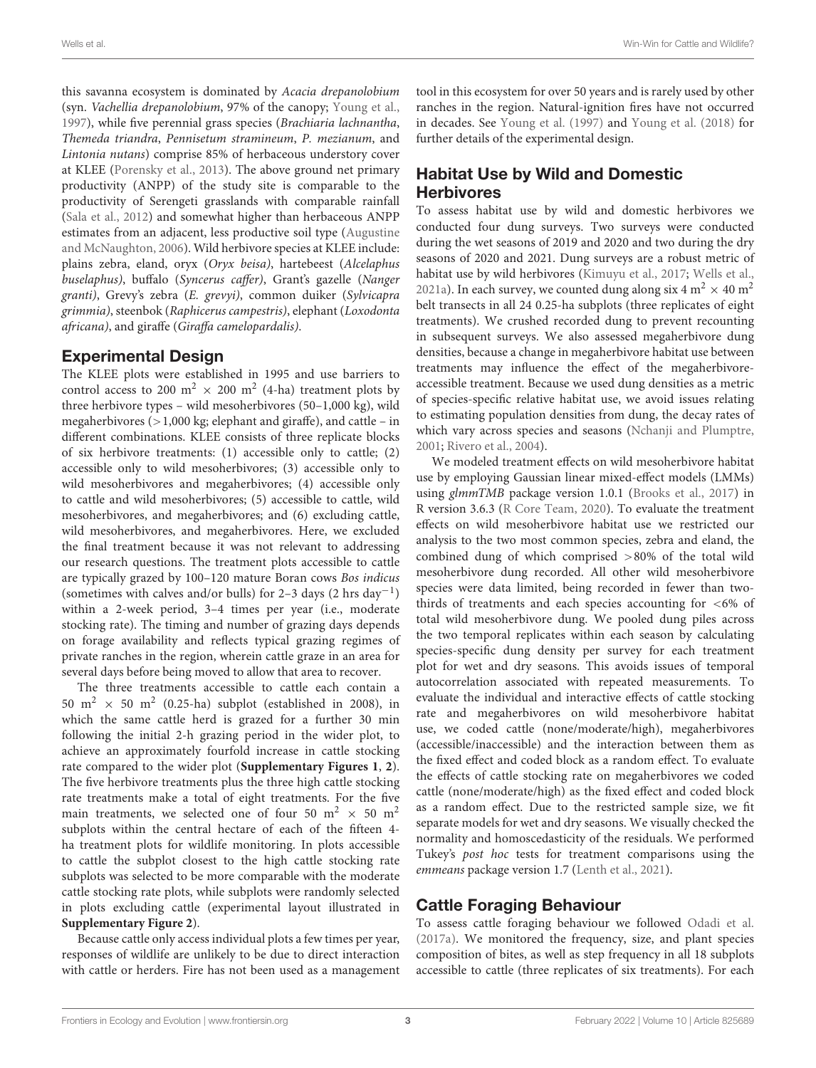this savanna ecosystem is dominated by *Acacia drepanolobium* (syn. *Vachellia drepanolobium*, 97% of the canopy; Young et al., 1997), while five perennial grass species (*Brachiaria lachnantha*, *Themeda triandra*, *Pennisetum stramineum*, *P. mezianum*, and *Lintonia nutans*) comprise 85% of herbaceous understory cover at KLEE (Porensky et al., 2013). The above ground net primary productivity (ANPP) of the study site is comparable to the productivity of Serengeti grasslands with comparable rainfall (Sala et al., 2012) and somewhat higher than herbaceous ANPP estimates from an adjacent, less productive soil type (Augustine and McNaughton, 2006). Wild herbivore species at KLEE include: plains zebra, eland, oryx (*Oryx beisa*), hartebeest (*Alcelaphus buselaphus*), buffalo (*Syncerus caffer*), Grant's gazelle (*Nanger granti*), Grevy's zebra (*E. grevyi*), common duiker (*Sylvicapra grimmia*), steenbok (*Raphicerus campestris*), elephant (*Loxodonta africana*), and giraffe (*Giraffa camelopardalis*).

## Experimental Design

The KLEE plots were established in 1995 and use barriers to control access to 200 $m^2$ × 200 $m^2$ (4-ha) treatment plots by three herbivore types – wild mesoherbivores (50–1,000 kg), wild megaherbivores (>1,000 kg; elephant and giraffe), and cattle – in different combinations. KLEE consists of three replicate blocks of six herbivore treatments: (1) accessible only to cattle; (2) accessible only to wild mesoherbivores; (3) accessible only to wild mesoherbivores and megaherbivores; (4) accessible only to cattle and wild mesoherbivores; (5) accessible to cattle, wild mesoherbivores, and megaherbivores; and (6) excluding cattle, wild mesoherbivores, and megaherbivores. Here, we excluded the final treatment because it was not relevant to addressing our research questions. The treatment plots accessible to cattle are typically grazed by 100–120 mature Boran cows *Bos indicus* (sometimes with calves and/or bulls) for 2–3 days (2 hrs $day^{-1}$) within a 2-week period, 3–4 times per year (i.e., moderate stocking rate). The timing and number of grazing days depends on forage availability and reflects typical grazing regimes of private ranches in the region, wherein cattle graze in an area for several days before being moved to allow that area to recover.

The three treatments accessible to cattle each contain a 50 $m^2$ × 50 $m^2$ (0.25-ha) subplot (established in 2008), in which the same cattle herd is grazed for a further 30 min following the initial 2-h grazing period in the wider plot, to achieve an approximately fourfold increase in cattle stocking rate compared to the wider plot (**Supplementary Figures 1**, **2**). The five herbivore treatments plus the three high cattle stocking rate treatments make a total of eight treatments. For the five main treatments, we selected one of four 50 $m^2$ × 50 $m^2$ subplots within the central hectare of each of the fifteen 4-ha treatment plots for wildlife monitoring. In plots accessible to cattle the subplot closest to the high cattle stocking rate subplots was selected to be more comparable with the moderate cattle stocking rate plots, while subplots were randomly selected in plots excluding cattle (experimental layout illustrated in **Supplementary Figure 2**).

Because cattle only access individual plots a few times per year, responses of wildlife are unlikely to be due to direct interaction with cattle or herders. Fire has not been used as a management tool in this ecosystem for over 50 years and is rarely used by other ranches in the region. Natural-ignition fires have not occurred in decades. See Young et al. (1997) and Young et al. (2018) for further details of the experimental design.

## Habitat Use by Wild and Domestic Herbivores

To assess habitat use by wild and domestic herbivores we conducted four dung surveys. Two surveys were conducted during the wet seasons of 2019 and 2020 and two during the dry seasons of 2020 and 2021. Dung surveys are a robust metric of habitat use by wild herbivores (Kimuyu et al., 2017; Wells et al., 2021a). In each survey, we counted dung along six 4 $m^2$ × 40 $m^2$ belt transects in all 24 0.25-ha subplots (three replicates of eight treatments). We crushed recorded dung to prevent recounting in subsequent surveys. We also assessed megaherbivore dung densities, because a change in megaherbivore habitat use between treatments may influence the effect of the megaherbivore-accessible treatment. Because we used dung densities as a metric of species-specific relative habitat use, we avoid issues relating to estimating population densities from dung, the decay rates of which vary across species and seasons (Nchanji and Plumptre, 2001; Rivero et al., 2004).

We modeled treatment effects on wild mesoherbivore habitat use by employing Gaussian linear mixed-effect models (LMMs) using *glmmTMB* package version 1.0.1 (Brooks et al., 2017) in R version 3.6.3 (R Core Team, 2020). To evaluate the treatment effects on wild mesoherbivore habitat use we restricted our analysis to the two most common species, zebra and eland, the combined dung of which comprised >80% of the total wild mesoherbivore dung recorded. All other wild mesoherbivore species were data limited, being recorded in fewer than two-thirds of treatments and each species accounting for <6% of total wild mesoherbivore dung. We pooled dung piles across the two temporal replicates within each season by calculating species-specific dung density per survey for each treatment plot for wet and dry seasons. This avoids issues of temporal autocorrelation associated with repeated measurements. To evaluate the individual and interactive effects of cattle stocking rate and megaherbivores on wild mesoherbivore habitat use, we coded cattle (none/moderate/high), megaherbivores (accessible/inaccessible) and the interaction between them as the fixed effect and coded block as a random effect. To evaluate the effects of cattle stocking rate on megaherbivores we coded cattle (none/moderate/high) as the fixed effect and coded block as a random effect. Due to the restricted sample size, we fit separate models for wet and dry seasons. We visually checked the normality and homoscedasticity of the residuals. We performed Tukey's *post hoc* tests for treatment comparisons using the *emmeans* package version 1.7 (Lenth et al., 2021).

## Cattle Foraging Behaviour

To assess cattle foraging behaviour we followed Odadi et al. (2017a). We monitored the frequency, size, and plant species composition of bites, as well as step frequency in all 18 subplots accessible to cattle (three replicates of six treatments). For each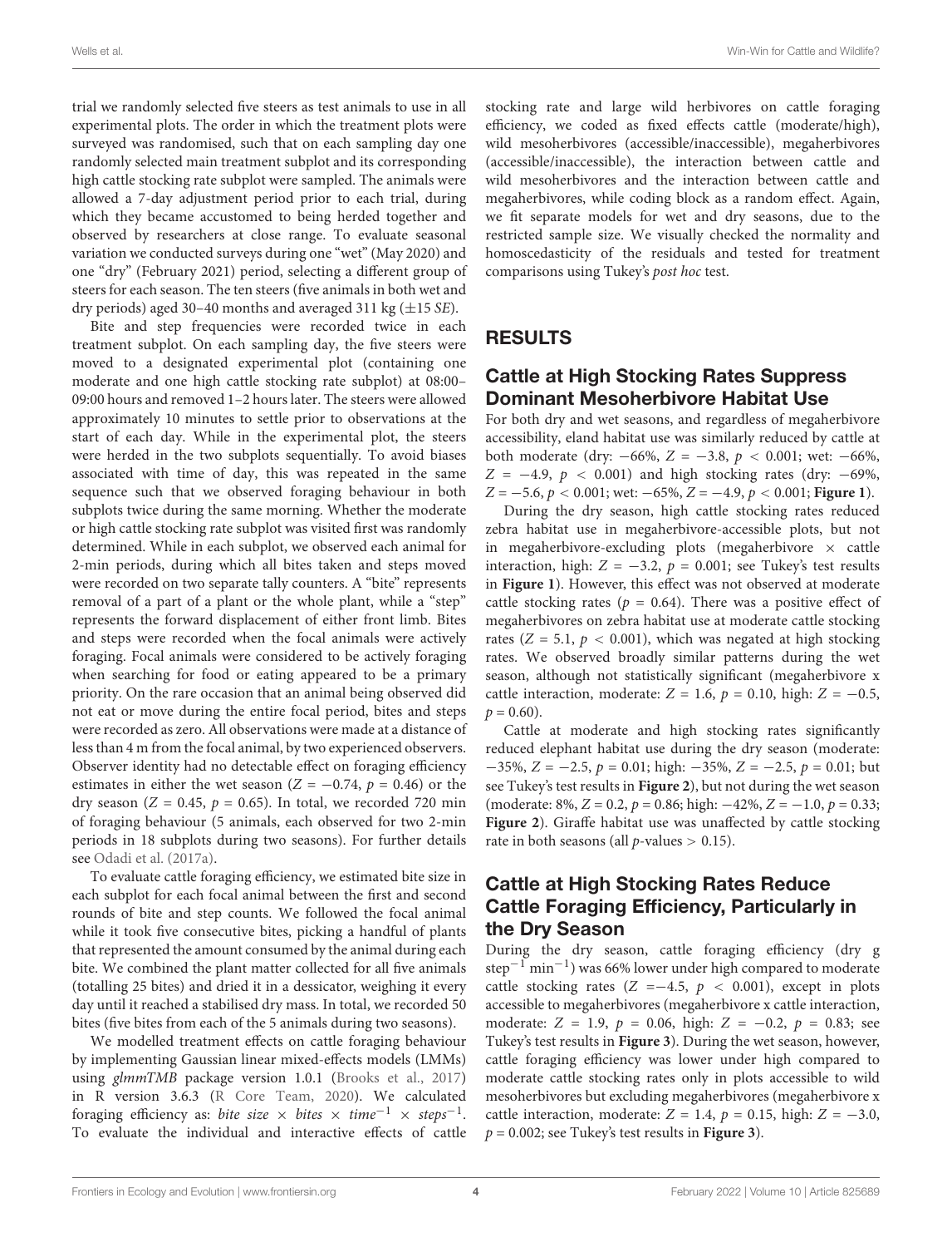trial we randomly selected five steers as test animals to use in all experimental plots. The order in which the treatment plots were surveyed was randomised, such that on each sampling day one randomly selected main treatment subplot and its corresponding high cattle stocking rate subplot were sampled. The animals were allowed a 7-day adjustment period prior to each trial, during which they became accustomed to being herded together and observed by researchers at close range. To evaluate seasonal variation we conducted surveys during one "wet" (May 2020) and one "dry" (February 2021) period, selecting a different group of steers for each season. The ten steers (five animals in both wet and dry periods) aged 30–40 months and averaged 311 kg (±15 *SE*).

Bite and step frequencies were recorded twice in each treatment subplot. On each sampling day, the five steers were moved to a designated experimental plot (containing one moderate and one high cattle stocking rate subplot) at 08:00–09:00 hours and removed 1–2 hours later. The steers were allowed approximately 10 minutes to settle prior to observations at the start of each day. While in the experimental plot, the steers were herded in the two subplots sequentially. To avoid biases associated with time of day, this was repeated in the same sequence such that we observed foraging behaviour in both subplots twice during the same morning. Whether the moderate or high cattle stocking rate subplot was visited first was randomly determined. While in each subplot, we observed each animal for 2-min periods, during which all bites taken and steps moved were recorded on two separate tally counters. A "bite" represents removal of a part of a plant or the whole plant, while a "step" represents the forward displacement of either front limb. Bites and steps were recorded when the focal animals were actively foraging. Focal animals were considered to be actively foraging when searching for food or eating appeared to be a primary priority. On the rare occasion that an animal being observed did not eat or move during the entire focal period, bites and steps were recorded as zero. All observations were made at a distance of less than 4 m from the focal animal, by two experienced observers. Observer identity had no detectable effect on foraging efficiency estimates in either the wet season ($Z = -0.74$, $p = 0.46$) or the dry season ($Z = 0.45$, $p = 0.65$). In total, we recorded 720 min of foraging behaviour (5 animals, each observed for two 2-min periods in 18 subplots during two seasons). For further details see Odadi et al. (2017a).

To evaluate cattle foraging efficiency, we estimated bite size in each subplot for each focal animal between the first and second rounds of bite and step counts. We followed the focal animal while it took five consecutive bites, picking a handful of plants that represented the amount consumed by the animal during each bite. We combined the plant matter collected for all five animals (totalling 25 bites) and dried it in a dessicator, weighing it every day until it reached a stabilised dry mass. In total, we recorded 50 bites (five bites from each of the 5 animals during two seasons).

We modelled treatment effects on cattle foraging behaviour by implementing Gaussian linear mixed-effects models (LMMs) using *glmmTMB* package version 1.0.1 (Brooks et al., 2017) in R version 3.6.3 (R Core Team, 2020). We calculated foraging efficiency as: *bite size* × *bites* × *time*$^{-1}$ × *steps*$^{-1}$. To evaluate the individual and interactive effects of cattle stocking rate and large wild herbivores on cattle foraging efficiency, we coded as fixed effects cattle (moderate/high), wild mesoherbivores (accessible/inaccessible), megaherbivores (accessible/inaccessible), the interaction between cattle and wild mesoherbivores and the interaction between cattle and megaherbivores, while coding block as a random effect. Again, we fit separate models for wet and dry seasons, due to the restricted sample size. We visually checked the normality and homoscedasticity of the residuals and tested for treatment comparisons using Tukey's *post hoc* test.

## RESULTS

### Cattle at High Stocking Rates Suppress Dominant Mesoherbivore Habitat Use

For both dry and wet seasons, and regardless of megaherbivore accessibility, eland habitat use was similarly reduced by cattle at both moderate (dry: −66%, $Z = -3.8$, $p < 0.001$; wet: −66%, $Z = -4.9$, $p < 0.001$) and high stocking rates (dry: −69%, $Z = -5.6$, $p < 0.001$; wet: −65%, $Z = -4.9$, $p < 0.001$; **Figure 1**).

During the dry season, high cattle stocking rates reduced zebra habitat use in megaherbivore-accessible plots, but not in megaherbivore-excluding plots (megaherbivore × cattle interaction, high: $Z = -3.2$, $p = 0.001$; see Tukey's test results in **Figure 1**). However, this effect was not observed at moderate cattle stocking rates ($p = 0.64$). There was a positive effect of megaherbivores on zebra habitat use at moderate cattle stocking rates ($Z = 5.1$, $p < 0.001$), which was negated at high stocking rates. We observed broadly similar patterns during the wet season, although not statistically significant (megaherbivore x cattle interaction, moderate: $Z = 1.6$, $p = 0.10$, high: $Z = -0.5$, $p = 0.60$).

Cattle at moderate and high stocking rates significantly reduced elephant habitat use during the dry season (moderate: −35%, $Z = -2.5$, $p = 0.01$; high: −35%, $Z = -2.5$, $p = 0.01$; but see Tukey's test results in **Figure 2**), but not during the wet season (moderate: 8%, $Z = 0.2$, $p = 0.86$; high: −42%, $Z = -1.0$, $p = 0.33$; **Figure 2**). Giraffe habitat use was unaffected by cattle stocking rate in both seasons (all *p*-values > 0.15).

### Cattle at High Stocking Rates Reduce Cattle Foraging Efficiency, Particularly in the Dry Season

During the dry season, cattle foraging efficiency (dry g step$^{-1}$ min$^{-1}$) was 66% lower under high compared to moderate cattle stocking rates ($Z = -4.5$, $p < 0.001$), except in plots accessible to megaherbivores (megaherbivore x cattle interaction, moderate: $Z = 1.9$, $p = 0.06$, high: $Z = -0.2$, $p = 0.83$; see Tukey's test results in **Figure 3**). During the wet season, however, cattle foraging efficiency was lower under high compared to moderate cattle stocking rates only in plots accessible to wild mesoherbivores but excluding megaherbivores (megaherbivore x cattle interaction, moderate: $Z = 1.4$, $p = 0.15$, high: $Z = -3.0$, $p = 0.002$; see Tukey's test results in **Figure 3**).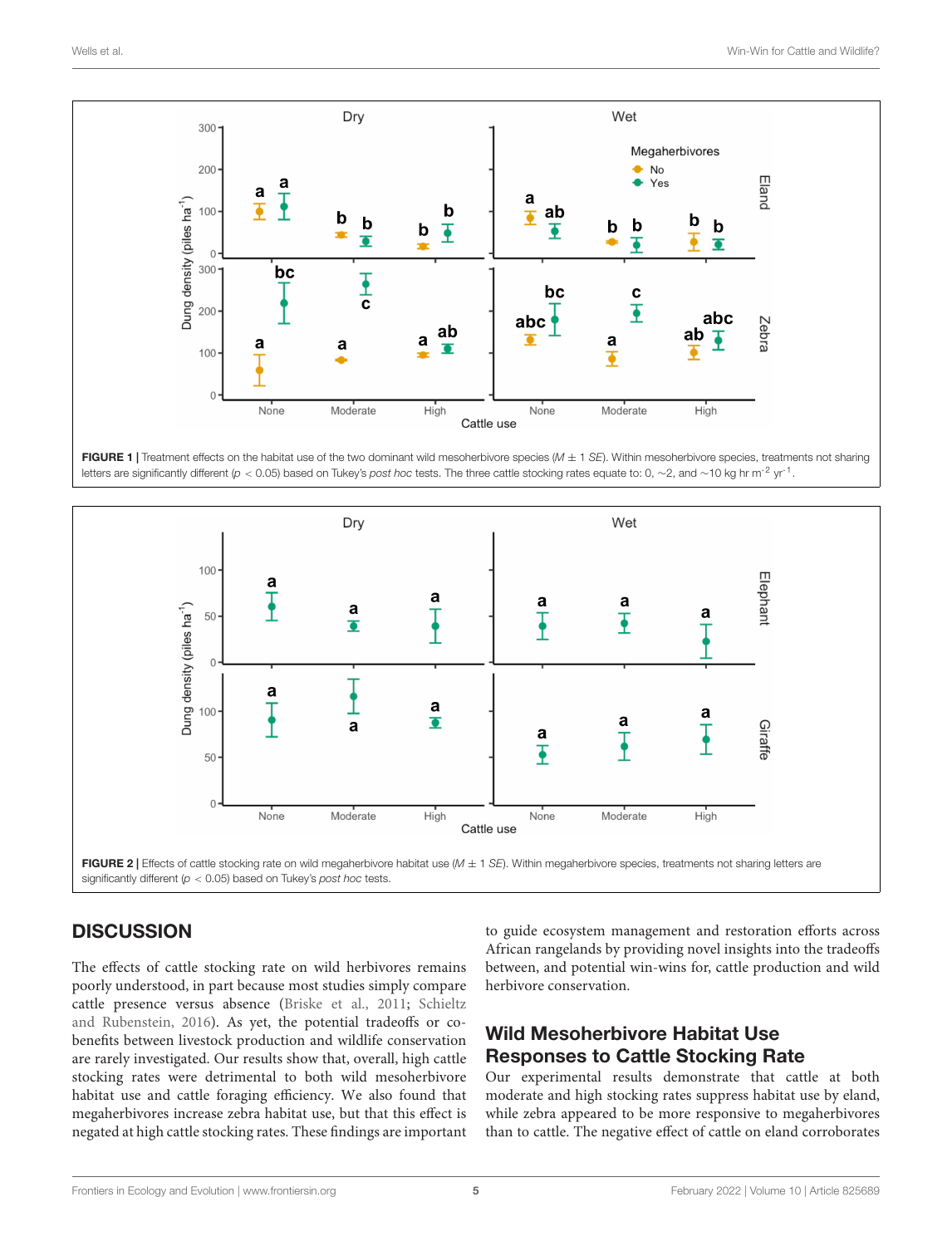Dry

Wet

Megaherbivores

No

Yes

Eland

Zebra

Dung density (piles ha$^{-1}$)

300

200

100

0

a a b b b b a ab b b b b

bc c a a a ab abc bc a c ab abc

None Moderate High None Moderate High

Cattle use

FIGURE 1 | Treatment effects on the habitat use of the two dominant wild mesoherbivore species ($M \pm 1$ *SE*). Within mesoherbivore species, treatments not sharing letters are significantly different ($p < 0.05$) based on Tukey's *post hoc* tests. The three cattle stocking rates equate to: 0, ~2, and ~10 kg hr m$^{-2}$ yr$^{-1}$.

Dry

Wet

Elephant

Giraffe

Dung density (piles ha$^{-1}$)

100

50

0

a a a a a a

a a a a a a

None Moderate High None Moderate High

Cattle use

FIGURE 2 | Effects of cattle stocking rate on wild megaherbivore habitat use ($M \pm 1$ *SE*). Within megaherbivore species, treatments not sharing letters are significantly different ($p < 0.05$) based on Tukey's *post hoc* tests.

## DISCUSSION

The effects of cattle stocking rate on wild herbivores remains poorly understood, in part because most studies simply compare cattle presence versus absence (Briske et al., 2011; Schieltz and Rubenstein, 2016). As yet, the potential tradeoffs or co-benefits between livestock production and wildlife conservation are rarely investigated. Our results show that, overall, high cattle stocking rates were detrimental to both wild mesoherbivore habitat use and cattle foraging efficiency. We also found that megaherbivores increase zebra habitat use, but that this effect is negated at high cattle stocking rates. These findings are important to guide ecosystem management and restoration efforts across African rangelands by providing novel insights into the tradeoffs between, and potential win-wins for, cattle production and wild herbivore conservation.

### Wild Mesoherbivore Habitat Use Responses to Cattle Stocking Rate

Our experimental results demonstrate that cattle at both moderate and high stocking rates suppress habitat use by eland, while zebra appeared to be more responsive to megaherbivores than to cattle. The negative effect of cattle on eland corroborates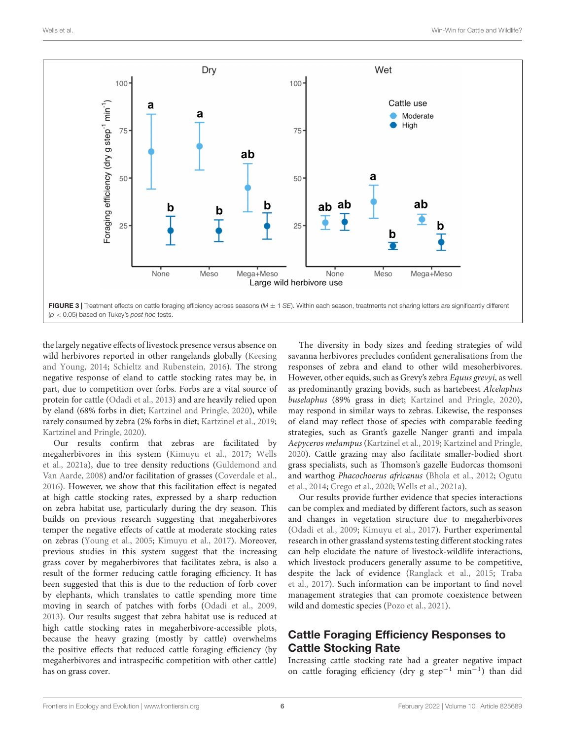Dry

Wet

Foraging efficiency (dry g step$^{-1}$ min$^{-1}$)

100
75
50
25

a
b
a
b
ab
b

ab
ab
a
b
ab
b

Cattle use
Moderate
High

None
Meso
Mega+Meso
None
Meso
Mega+Meso

Large wild herbivore use

**FIGURE 3** | Treatment effects on cattle foraging efficiency across seasons ($M \pm 1$ *SE*). Within each season, treatments not sharing letters are significantly different ($p < 0.05$) based on Tukey's *post hoc* tests.

the largely negative effects of livestock presence versus absence on wild herbivores reported in other rangelands globally (Keesing and Young, 2014; Schieltz and Rubenstein, 2016). The strong negative response of eland to cattle stocking rates may be, in part, due to competition over forbs. Forbs are a vital source of protein for cattle (Odadi et al., 2013) and are heavily relied upon by eland (68% forbs in diet; Kartzinel and Pringle, 2020), while rarely consumed by zebra (2% forbs in diet; Kartzinel et al., 2019; Kartzinel and Pringle, 2020).

Our results confirm that zebras are facilitated by megaherbivores in this system (Kimuyu et al., 2017; Wells et al., 2021a), due to tree density reductions (Guldemond and Van Aarde, 2008) and/or facilitation of grasses (Coverdale et al., 2016). However, we show that this facilitation effect is negated at high cattle stocking rates, expressed by a sharp reduction on zebra habitat use, particularly during the dry season. This builds on previous research suggesting that megaherbivores temper the negative effects of cattle at moderate stocking rates on zebras (Young et al., 2005; Kimuyu et al., 2017). Moreover, previous studies in this system suggest that the increasing grass cover by megaherbivores that facilitates zebra, is also a result of the former reducing cattle foraging efficiency. It has been suggested that this is due to the reduction of forb cover by elephants, which translates to cattle spending more time moving in search of patches with forbs (Odadi et al., 2009, 2013). Our results suggest that zebra habitat use is reduced at high cattle stocking rates in megaherbivore-accessible plots, because the heavy grazing (mostly by cattle) overwhelms the positive effects that reduced cattle foraging efficiency (by megaherbivores and intraspecific competition with other cattle) has on grass cover.

The diversity in body sizes and feeding strategies of wild savanna herbivores precludes confident generalisations from the responses of zebra and eland to other wild mesoherbivores. However, other equids, such as Grevy's zebra *Equus grevyi*, as well as predominantly grazing bovids, such as hartebeest *Alcelaphus buselaphus* (89% grass in diet; Kartzinel and Pringle, 2020), may respond in similar ways to zebras. Likewise, the responses of eland may reflect those of species with comparable feeding strategies, such as Grant's gazelle Nanger granti and impala *Aepyceros melampus* (Kartzinel et al., 2019; Kartzinel and Pringle, 2020). Cattle grazing may also facilitate smaller-bodied short grass specialists, such as Thomson's gazelle Eudorcas thomsoni and warthog *Phacochoerus africanus* (Bhola et al., 2012; Ogutu et al., 2014; Crego et al., 2020; Wells et al., 2021a).

Our results provide further evidence that species interactions can be complex and mediated by different factors, such as season and changes in vegetation structure due to megaherbivores (Odadi et al., 2009; Kimuyu et al., 2017). Further experimental research in other grassland systems testing different stocking rates can help elucidate the nature of livestock-wildlife interactions, which livestock producers generally assume to be competitive, despite the lack of evidence (Ranglack et al., 2015; Traba et al., 2017). Such information can be important to find novel management strategies that can promote coexistence between wild and domestic species (Pozo et al., 2021).

## Cattle Foraging Efficiency Responses to Cattle Stocking Rate

Increasing cattle stocking rate had a greater negative impact on cattle foraging efficiency (dry g step$^{-1}$ min$^{-1}$) than did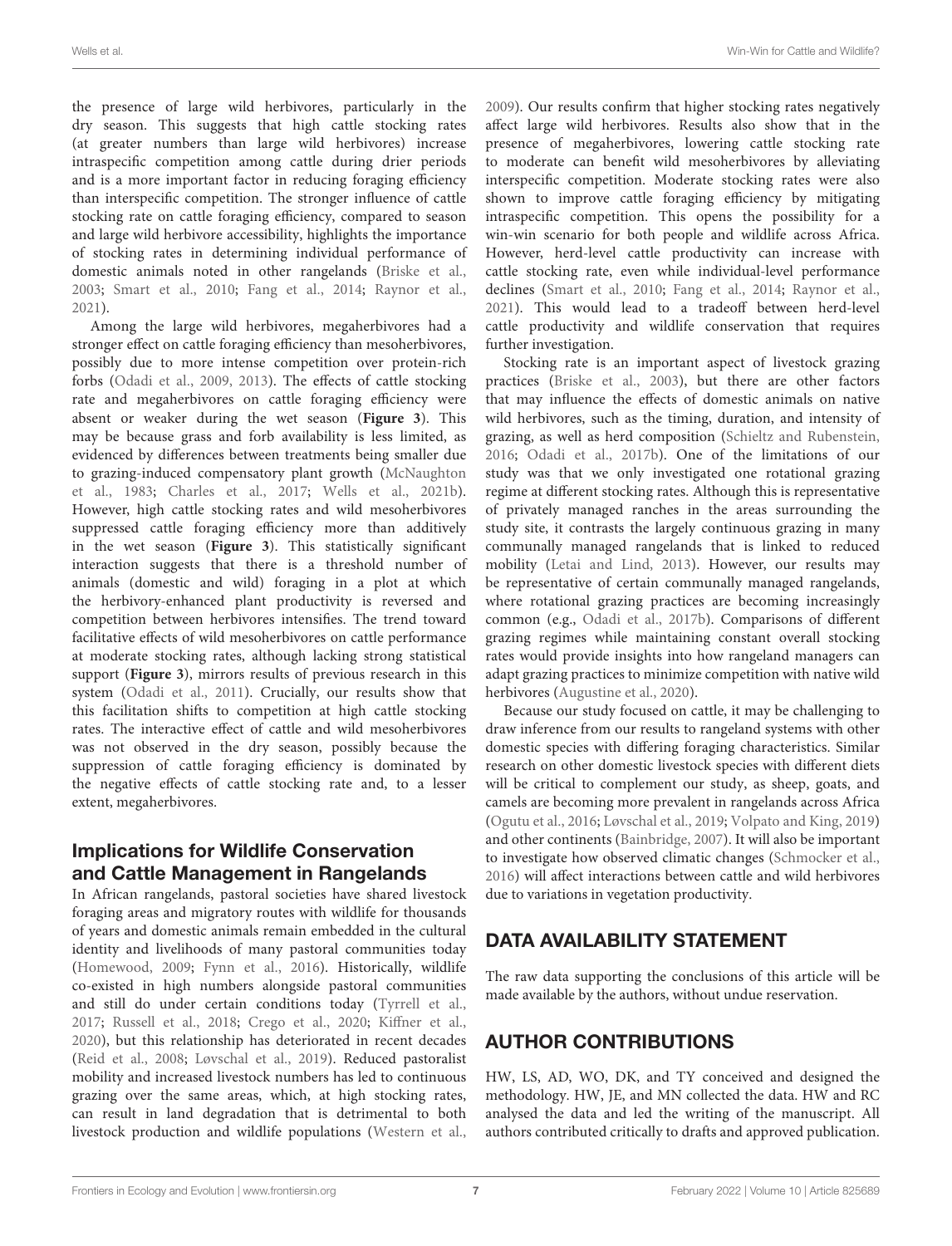the presence of large wild herbivores, particularly in the dry season. This suggests that high cattle stocking rates (at greater numbers than large wild herbivores) increase intraspecific competition among cattle during drier periods and is a more important factor in reducing foraging efficiency than interspecific competition. The stronger influence of cattle stocking rate on cattle foraging efficiency, compared to season and large wild herbivore accessibility, highlights the importance of stocking rates in determining individual performance of domestic animals noted in other rangelands (Briske et al., 2003; Smart et al., 2010; Fang et al., 2014; Raynor et al., 2021).

Among the large wild herbivores, megaherbivores had a stronger effect on cattle foraging efficiency than mesoherbivores, possibly due to more intense competition over protein-rich forbs (Odadi et al., 2009, 2013). The effects of cattle stocking rate and megaherbivores on cattle foraging efficiency were absent or weaker during the wet season (**Figure 3**). This may be because grass and forb availability is less limited, as evidenced by differences between treatments being smaller due to grazing-induced compensatory plant growth (McNaughton et al., 1983; Charles et al., 2017; Wells et al., 2021b). However, high cattle stocking rates and wild mesoherbivores suppressed cattle foraging efficiency more than additively in the wet season (**Figure 3**). This statistically significant interaction suggests that there is a threshold number of animals (domestic and wild) foraging in a plot at which the herbivory-enhanced plant productivity is reversed and competition between herbivores intensifies. The trend toward facilitative effects of wild mesoherbivores on cattle performance at moderate stocking rates, although lacking strong statistical support (**Figure 3**), mirrors results of previous research in this system (Odadi et al., 2011). Crucially, our results show that this facilitation shifts to competition at high cattle stocking rates. The interactive effect of cattle and wild mesoherbivores was not observed in the dry season, possibly because the suppression of cattle foraging efficiency is dominated by the negative effects of cattle stocking rate and, to a lesser extent, megaherbivores.

## Implications for Wildlife Conservation and Cattle Management in Rangelands

In African rangelands, pastoral societies have shared livestock foraging areas and migratory routes with wildlife for thousands of years and domestic animals remain embedded in the cultural identity and livelihoods of many pastoral communities today (Homewood, 2009; Fynn et al., 2016). Historically, wildlife co-existed in high numbers alongside pastoral communities and still do under certain conditions today (Tyrrell et al., 2017; Russell et al., 2018; Crego et al., 2020; Kiffner et al., 2020), but this relationship has deteriorated in recent decades (Reid et al., 2008; Løvschal et al., 2019). Reduced pastoralist mobility and increased livestock numbers has led to continuous grazing over the same areas, which, at high stocking rates, can result in land degradation that is detrimental to both livestock production and wildlife populations (Western et al., 2009). Our results confirm that higher stocking rates negatively affect large wild herbivores. Results also show that in the presence of megaherbivores, lowering cattle stocking rate to moderate can benefit wild mesoherbivores by alleviating interspecific competition. Moderate stocking rates were also shown to improve cattle foraging efficiency by mitigating intraspecific competition. This opens the possibility for a win-win scenario for both people and wildlife across Africa. However, herd-level cattle productivity can increase with cattle stocking rate, even while individual-level performance declines (Smart et al., 2010; Fang et al., 2014; Raynor et al., 2021). This would lead to a tradeoff between herd-level cattle productivity and wildlife conservation that requires further investigation.

Stocking rate is an important aspect of livestock grazing practices (Briske et al., 2003), but there are other factors that may influence the effects of domestic animals on native wild herbivores, such as the timing, duration, and intensity of grazing, as well as herd composition (Schieltz and Rubenstein, 2016; Odadi et al., 2017b). One of the limitations of our study was that we only investigated one rotational grazing regime at different stocking rates. Although this is representative of privately managed ranches in the areas surrounding the study site, it contrasts the largely continuous grazing in many communally managed rangelands that is linked to reduced mobility (Letai and Lind, 2013). However, our results may be representative of certain communally managed rangelands, where rotational grazing practices are becoming increasingly common (e.g., Odadi et al., 2017b). Comparisons of different grazing regimes while maintaining constant overall stocking rates would provide insights into how rangeland managers can adapt grazing practices to minimize competition with native wild herbivores (Augustine et al., 2020).

Because our study focused on cattle, it may be challenging to draw inference from our results to rangeland systems with other domestic species with differing foraging characteristics. Similar research on other domestic livestock species with different diets will be critical to complement our study, as sheep, goats, and camels are becoming more prevalent in rangelands across Africa (Ogutu et al., 2016; Løvschal et al., 2019; Volpato and King, 2019) and other continents (Bainbridge, 2007). It will also be important to investigate how observed climatic changes (Schmocker et al., 2016) will affect interactions between cattle and wild herbivores due to variations in vegetation productivity.

## DATA AVAILABILITY STATEMENT

The raw data supporting the conclusions of this article will be made available by the authors, without undue reservation.

## AUTHOR CONTRIBUTIONS

HW, LS, AD, WO, DK, and TY conceived and designed the methodology. HW, JE, and MN collected the data. HW and RC analysed the data and led the writing of the manuscript. All authors contributed critically to drafts and approved publication.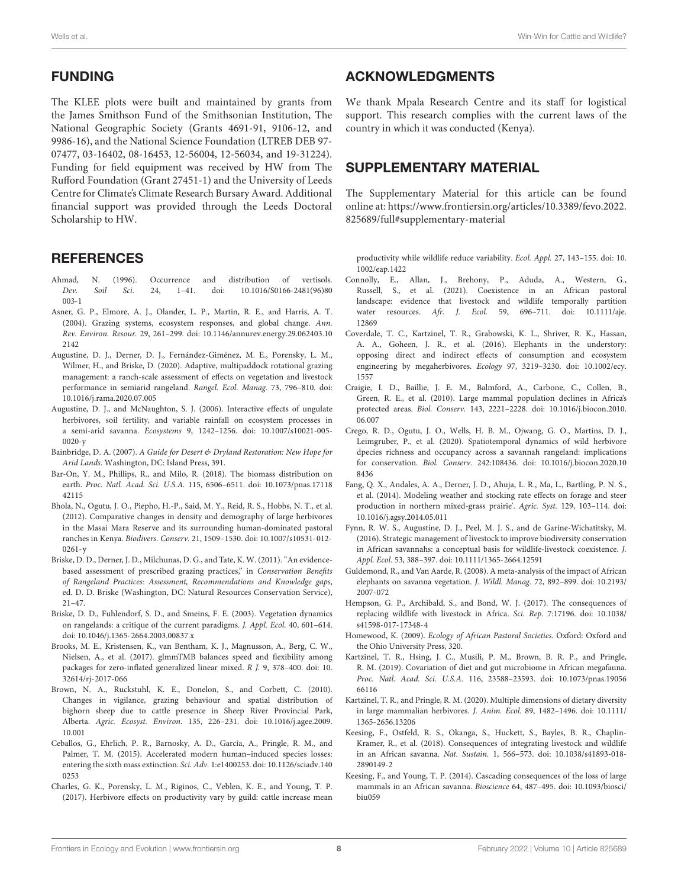## FUNDING

The KLEE plots were built and maintained by grants from the James Smithson Fund of the Smithsonian Institution, The National Geographic Society (Grants 4691-91, 9106-12, and 9986-16), and the National Science Foundation (LTREB DEB 97-07477, 03-16402, 08-16453, 12-56004, 12-56034, and 19-31224). Funding for field equipment was received by HW from The Rufford Foundation (Grant 27451-1) and the University of Leeds Centre for Climate's Climate Research Bursary Award. Additional financial support was provided through the Leeds Doctoral Scholarship to HW.

## ACKNOWLEDGMENTS

We thank Mpala Research Centre and its staff for logistical support. This research complies with the current laws of the country in which it was conducted (Kenya).

## SUPPLEMENTARY MATERIAL

The Supplementary Material for this article can be found online at: https://www.frontiersin.org/articles/10.3389/fevo.2022.825689/full#supplementary-material

## REFERENCES

Ahmad, N. (1996). Occurrence and distribution of vertisols. *Dev. Soil Sci.* 24, 1–41. doi: 10.1016/S0166-2481(96)80003-1

Asner, G. P., Elmore, A. J., Olander, L. P., Martin, R. E., and Harris, A. T. (2004). Grazing systems, ecosystem responses, and global change. *Ann. Rev. Environ. Resour.* 29, 261–299. doi: 10.1146/annurev.energy.29.062403.102142

Augustine, D. J., Derner, D. J., Fernández-Giménez, M. E., Porensky, L. M., Wilmer, H., and Briske, D. (2020). Adaptive, multipaddock rotational grazing management: a ranch-scale assessment of effects on vegetation and livestock performance in semiarid rangeland. *Rangel. Ecol. Manag.* 73, 796–810. doi: 10.1016/j.rama.2020.07.005

Augustine, D. J., and McNaughton, S. J. (2006). Interactive effects of ungulate herbivores, soil fertility, and variable rainfall on ecosystem processes in a semi-arid savanna. *Ecosystems* 9, 1242–1256. doi: 10.1007/s10021-005-0020-y

Bainbridge, D. A. (2007). *A Guide for Desert & Dryland Restoration: New Hope for Arid Lands*. Washington, DC: Island Press, 391.

Bar-On, Y. M., Phillips, R., and Milo, R. (2018). The biomass distribution on earth. *Proc. Natl. Acad. Sci. U.S.A.* 115, 6506–6511. doi: 10.1073/pnas.1711842115

Bhola, N., Ogutu, J. O., Piepho, H.-P., Said, M. Y., Reid, R. S., Hobbs, N. T., et al. (2012). Comparative changes in density and demography of large herbivores in the Masai Mara Reserve and its surrounding human-dominated pastoral ranches in Kenya. *Biodivers. Conserv.* 21, 1509–1530. doi: 10.1007/s10531-012-0261-y

Briske, D. D., Derner, J. D., Milchunas, D. G., and Tate, K. W. (2011). "An evidence-based assessment of prescribed grazing practices," in *Conservation Benefits of Rangeland Practices: Assessment, Recommendations and Knowledge gaps*, ed. D. D. Briske (Washington, DC: Natural Resources Conservation Service), 21–47.

Briske, D. D., Fuhlendorf, S. D., and Smeins, F. E. (2003). Vegetation dynamics on rangelands: a critique of the current paradigms. *J. Appl. Ecol.* 40, 601–614. doi: 10.1046/j.1365-2664.2003.00837.x

Brooks, M. E., Kristensen, K., van Bentham, K. J., Magnusson, A., Berg, C. W., Nielsen, A., et al. (2017). glmmTMB balances speed and flexibility among packages for zero-inflated generalized linear mixed. *R J.* 9, 378–400. doi: 10.32614/rj-2017-066

Brown, N. A., Ruckstuhl, K. E., Donelon, S., and Corbett, C. (2010). Changes in vigilance, grazing behaviour and spatial distribution of bighorn sheep due to cattle presence in Sheep River Provincial Park, Alberta. *Agric. Ecosyst. Environ.* 135, 226–231. doi: 10.1016/j.agee.2009.10.001

Ceballos, G., Ehrlich, P. R., Barnosky, A. D., García, A., Pringle, R. M., and Palmer, T. M. (2015). Accelerated modern human–induced species losses: entering the sixth mass extinction. *Sci. Adv.* 1:e1400253. doi: 10.1126/sciadv.1400253

Charles, G. K., Porensky, L. M., Riginos, C., Veblen, K. E., and Young, T. P. (2017). Herbivore effects on productivity vary by guild: cattle increase mean productivity while wildlife reduce variability. *Ecol. Appl.* 27, 143–155. doi: 10.1002/eap.1422

Connolly, E., Allan, J., Brehony, P., Aduda, A., Western, G., Russell, S., et al. (2021). Coexistence in an African pastoral landscape: evidence that livestock and wildlife temporally partition water resources. *Afr. J. Ecol.* 59, 696–711. doi: 10.1111/aje.12869

Coverdale, T. C., Kartzinel, T. R., Grabowski, K. L., Shriver, R. K., Hassan, A. A., Goheen, J. R., et al. (2016). Elephants in the understory: opposing direct and indirect effects of consumption and ecosystem engineering by megaherbivores. *Ecology* 97, 3219–3230. doi: 10.1002/ecy.1557

Craigie, I. D., Baillie, J. E. M., Balmford, A., Carbone, C., Collen, B., Green, R. E., et al. (2010). Large mammal population declines in Africa's protected areas. *Biol. Conserv.* 143, 2221–2228. doi: 10.1016/j.biocon.2010.06.007

Crego, R. D., Ogutu, J. O., Wells, H. B. M., Ojwang, G. O., Martins, D. J., Leimgruber, P., et al. (2020). Spatiotemporal dynamics of wild herbivore dpecies richness and occupancy across a savannah rangeland: implications for conservation. *Biol. Conserv.* 242:108436. doi: 10.1016/j.biocon.2020.108436

Fang, Q. X., Andales, A. A., Derner, J. D., Ahuja, L. R., Ma, L., Bartling, P. N. S., et al. (2014). Modeling weather and stocking rate effects on forage and steer production in northern mixed-grass prairie'. *Agric. Syst.* 129, 103–114. doi: 10.1016/j.agsy.2014.05.011

Fynn, R. W. S., Augustine, D. J., Peel, M. J. S., and de Garine-Wichatitsky, M. (2016). Strategic management of livestock to improve biodiversity conservation in African savannahs: a conceptual basis for wildlife-livestock coexistence. *J. Appl. Ecol.* 53, 388–397. doi: 10.1111/1365-2664.12591

Guldemond, R., and Van Aarde, R. (2008). A meta-analysis of the impact of African elephants on savanna vegetation. *J. Wildl. Manag.* 72, 892–899. doi: 10.2193/2007-072

Hempson, G. P., Archibald, S., and Bond, W. J. (2017). The consequences of replacing wildlife with livestock in Africa. *Sci. Rep.* 7:17196. doi: 10.1038/s41598-017-17348-4

Homewood, K. (2009). *Ecology of African Pastoral Societies*. Oxford: Oxford and the Ohio University Press, 320.

Kartzinel, T. R., Hsing, J. C., Musili, P. M., Brown, B. R. P., and Pringle, R. M. (2019). Covariation of diet and gut microbiome in African megafauna. *Proc. Natl. Acad. Sci. U.S.A.* 116, 23588–23593. doi: 10.1073/pnas.1905666116

Kartzinel, T. R., and Pringle, R. M. (2020). Multiple dimensions of dietary diversity in large mammalian herbivores. *J. Anim. Ecol.* 89, 1482–1496. doi: 10.1111/1365-2656.13206

Keesing, F., Ostfeld, R. S., Okanga, S., Huckett, S., Bayles, B. R., Chaplin-Kramer, R., et al. (2018). Consequences of integrating livestock and wildlife in an African savanna. *Nat. Sustain.* 1, 566–573. doi: 10.1038/s41893-018-2890149-2

Keesing, F., and Young, T. P. (2014). Cascading consequences of the loss of large mammals in an African savanna. *Bioscience* 64, 487–495. doi: 10.1093/biosci/biu059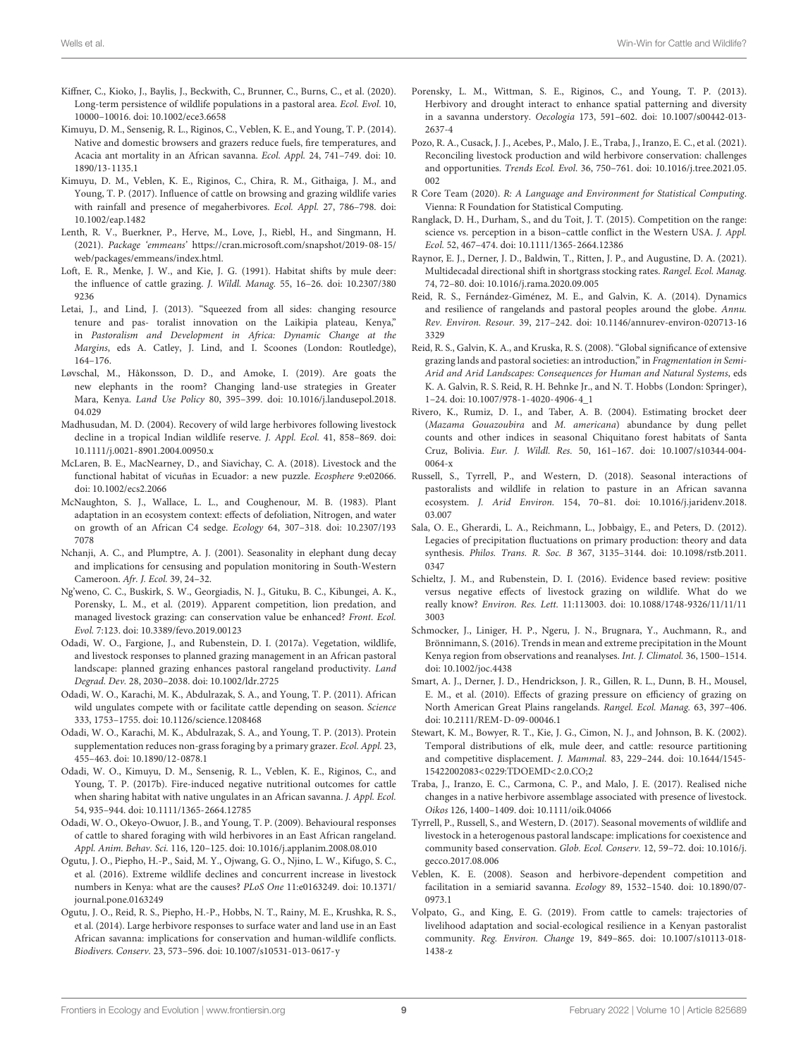Kiffner, C., Kioko, J., Baylis, J., Beckwith, C., Brunner, C., Burns, C., et al. (2020). Long-term persistence of wildlife populations in a pastoral area. *Ecol. Evol.* 10, 10000–10016. doi: 10.1002/ece3.6658

Kimuyu, D. M., Sensenig, R. L., Riginos, C., Veblen, K. E., and Young, T. P. (2014). Native and domestic browsers and grazers reduce fuels, fire temperatures, and Acacia ant mortality in an African savanna. *Ecol. Appl.* 24, 741–749. doi: 10.1890/13-1135.1

Kimuyu, D. M., Veblen, K. E., Riginos, C., Chira, R. M., Githaiga, J. M., and Young, T. P. (2017). Influence of cattle on browsing and grazing wildlife varies with rainfall and presence of megaherbivores. *Ecol. Appl.* 27, 786–798. doi: 10.1002/eap.1482

Lenth, R. V., Buerkner, P., Herve, M., Love, J., Riebl, H., and Singmann, H. (2021). *Package 'emmeans'* https://cran.microsoft.com/snapshot/2019-08-15/web/packages/emmeans/index.html.

Loft, E. R., Menke, J. W., and Kie, J. G. (1991). Habitat shifts by mule deer: the influence of cattle grazing. *J. Wildl. Manag.* 55, 16–26. doi: 10.2307/3809236

Letai, J., and Lind, J. (2013). "Squeezed from all sides: changing resource tenure and pas- toralist innovation on the Laikipia plateau, Kenya," in *Pastoralism and Development in Africa: Dynamic Change at the Margins*, eds A. Catley, J. Lind, and I. Scoones (London: Routledge), 164–176.

Løvschal, M., Håkonsson, D. D., and Amoke, I. (2019). Are goats the new elephants in the room? Changing land-use strategies in Greater Mara, Kenya. *Land Use Policy* 80, 395–399. doi: 10.1016/j.landusepol.2018.04.029

Madhusudan, M. D. (2004). Recovery of wild large herbivores following livestock decline in a tropical Indian wildlife reserve. *J. Appl. Ecol.* 41, 858–869. doi: 10.1111/j.0021-8901.2004.00950.x

McLaren, B. E., MacNearney, D., and Siavichay, C. A. (2018). Livestock and the functional habitat of vicuñas in Ecuador: a new puzzle. *Ecosphere* 9:e02066. doi: 10.1002/ecs2.2066

McNaughton, S. J., Wallace, L. L., and Coughenour, M. B. (1983). Plant adaptation in an ecosystem context: effects of defoliation, Nitrogen, and water on growth of an African C4 sedge. *Ecology* 64, 307–318. doi: 10.2307/1937078

Nchanji, A. C., and Plumptre, A. J. (2001). Seasonality in elephant dung decay and implications for censusing and population monitoring in South-Western Cameroon. *Afr. J. Ecol.* 39, 24–32.

Ng'weno, C. C., Buskirk, S. W., Georgiadis, N. J., Gituku, B. C., Kibungei, A. K., Porensky, L. M., et al. (2019). Apparent competition, lion predation, and managed livestock grazing: can conservation value be enhanced? *Front. Ecol. Evol.* 7:123. doi: 10.3389/fevo.2019.00123

Odadi, W. O., Fargione, J., and Rubenstein, D. I. (2017a). Vegetation, wildlife, and livestock responses to planned grazing management in an African pastoral landscape: planned grazing enhances pastoral rangeland productivity. *Land Degrad. Dev.* 28, 2030–2038. doi: 10.1002/ldr.2725

Odadi, W. O., Karachi, M. K., Abdulrazak, S. A., and Young, T. P. (2011). African wild ungulates compete with or facilitate cattle depending on season. *Science* 333, 1753–1755. doi: 10.1126/science.1208468

Odadi, W. O., Karachi, M. K., Abdulrazak, S. A., and Young, T. P. (2013). Protein supplementation reduces non-grass foraging by a primary grazer. *Ecol. Appl.* 23, 455–463. doi: 10.1890/12-0878.1

Odadi, W. O., Kimuyu, D. M., Sensenig, R. L., Veblen, K. E., Riginos, C., and Young, T. P. (2017b). Fire-induced negative nutritional outcomes for cattle when sharing habitat with native ungulates in an African savanna. *J. Appl. Ecol.* 54, 935–944. doi: 10.1111/1365-2664.12785

Odadi, W. O., Okeyo-Owuor, J. B., and Young, T. P. (2009). Behavioural responses of cattle to shared foraging with wild herbivores in an East African rangeland. *Appl. Anim. Behav. Sci.* 116, 120–125. doi: 10.1016/j.applanim.2008.08.010

Ogutu, J. O., Piepho, H.-P., Said, M. Y., Ojwang, G. O., Njino, L. W., Kifugo, S. C., et al. (2016). Extreme wildlife declines and concurrent increase in livestock numbers in Kenya: what are the causes? *PLoS One* 11:e0163249. doi: 10.1371/journal.pone.0163249

Ogutu, J. O., Reid, R. S., Piepho, H.-P., Hobbs, N. T., Rainy, M. E., Krushka, R. S., et al. (2014). Large herbivore responses to surface water and land use in an East African savanna: implications for conservation and human-wildlife conflicts. *Biodivers. Conserv.* 23, 573–596. doi: 10.1007/s10531-013-0617-y

Porensky, L. M., Wittman, S. E., Riginos, C., and Young, T. P. (2013). Herbivory and drought interact to enhance spatial patterning and diversity in a savanna understory. *Oecologia* 173, 591–602. doi: 10.1007/s00442-013-2637-4

Pozo, R. A., Cusack, J. J., Acebes, P., Malo, J. E., Traba, J., Iranzo, E. C., et al. (2021). Reconciling livestock production and wild herbivore conservation: challenges and opportunities. *Trends Ecol. Evol.* 36, 750–761. doi: 10.1016/j.tree.2021.05.002

R Core Team (2020). *R: A Language and Environment for Statistical Computing*. Vienna: R Foundation for Statistical Computing.

Ranglack, D. H., Durham, S., and du Toit, J. T. (2015). Competition on the range: science vs. perception in a bison–cattle conflict in the Western USA. *J. Appl. Ecol.* 52, 467–474. doi: 10.1111/1365-2664.12386

Raynor, E. J., Derner, J. D., Baldwin, T., Ritten, J. P., and Augustine, D. A. (2021). Multidecadal directional shift in shortgrass stocking rates. *Rangel. Ecol. Manag.* 74, 72–80. doi: 10.1016/j.rama.2020.09.005

Reid, R. S., Fernández-Giménez, M. E., and Galvin, K. A. (2014). Dynamics and resilience of rangelands and pastoral peoples around the globe. *Annu. Rev. Environ. Resour.* 39, 217–242. doi: 10.1146/annurev-environ-020713-163329

Reid, R. S., Galvin, K. A., and Kruska, R. S. (2008). "Global significance of extensive grazing lands and pastoral societies: an introduction," in *Fragmentation in Semi-Arid and Arid Landscapes: Consequences for Human and Natural Systems*, eds K. A. Galvin, R. S. Reid, R. H. Behnke Jr., and N. T. Hobbs (London: Springer), 1–24. doi: 10.1007/978-1-4020-4906-4_1

Rivero, K., Rumiz, D. I., and Taber, A. B. (2004). Estimating brocket deer (*Mazama Gouazoubira* and *M. americana*) abundance by dung pellet counts and other indices in seasonal Chiquitano forest habitats of Santa Cruz, Bolivia. *Eur. J. Wildl. Res.* 50, 161–167. doi: 10.1007/s10344-004-0064-x

Russell, S., Tyrrell, P., and Western, D. (2018). Seasonal interactions of pastoralists and wildlife in relation to pasture in an African savanna ecosystem. *J. Arid Environ.* 154, 70–81. doi: 10.1016/j.jaridenv.2018.03.007

Sala, O. E., Gherardi, L. A., Reichmann, L., Jobbágy, E., and Peters, D. (2012). Legacies of precipitation fluctuations on primary production: theory and data synthesis. *Philos. Trans. R. Soc. B* 367, 3135–3144. doi: 10.1098/rstb.2011.0347

Schieltz, J. M., and Rubenstein, D. I. (2016). Evidence based review: positive versus negative effects of livestock grazing on wildlife. What do we really know? *Environ. Res. Lett.* 11:113003. doi: 10.1088/1748-9326/11/11/113003

Schmocker, J., Liniger, H. P., Ngeru, J. N., Brugnara, Y., Auchmann, R., and Brönnimann, S. (2016). Trends in mean and extreme precipitation in the Mount Kenya region from observations and reanalyses. *Int. J. Climatol.* 36, 1500–1514. doi: 10.1002/joc.4438

Smart, A. J., Derner, J. D., Hendrickson, J. R., Gillen, R. L., Dunn, B. H., Mousel, E. M., et al. (2010). Effects of grazing pressure on efficiency of grazing on North American Great Plains rangelands. *Rangel. Ecol. Manag.* 63, 397–406. doi: 10.2111/REM-D-09-00046.1

Stewart, K. M., Bowyer, R. T., Kie, J. G., Cimon, N. J., and Johnson, B. K. (2002). Temporal distributions of elk, mule deer, and cattle: resource partitioning and competitive displacement. *J. Mammal.* 83, 229–244. doi: 10.1644/1545-1542(2002)083<0229:TDOEMD>2.0.CO;2

Traba, J., Iranzo, E. C., Carmona, C. P., and Malo, J. E. (2017). Realised niche changes in a native herbivore assemblage associated with presence of livestock. *Oikos* 126, 1400–1409. doi: 10.1111/oik.04066

Tyrrell, P., Russell, S., and Western, D. (2017). Seasonal movements of wildlife and livestock in a heterogenous pastoral landscape: implications for coexistence and community based conservation. *Glob. Ecol. Conserv.* 12, 59–72. doi: 10.1016/j.gecco.2017.08.006

Veblen, K. E. (2008). Season and herbivore-dependent competition and facilitation in a semiarid savanna. *Ecology* 89, 1532–1540. doi: 10.1890/07-0973.1

Volpato, G., and King, E. G. (2019). From cattle to camels: trajectories of livelihood adaptation and social-ecological resilience in a Kenyan pastoralist community. *Reg. Environ. Change* 19, 849–865. doi: 10.1007/s10113-018-1438-z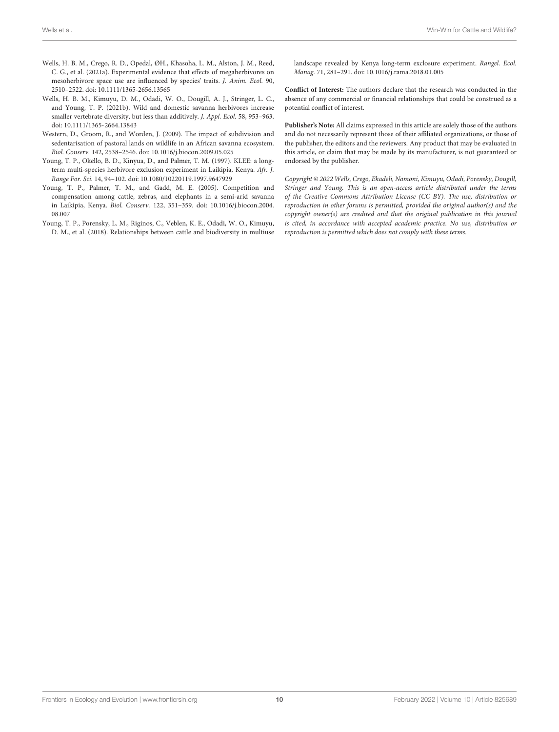Wells, H. B. M., Crego, R. D., Opedal, ØH., Khasoha, L. M., Alston, J. M., Reed, C. G., et al. (2021a). Experimental evidence that effects of megaherbivores on mesoherbivore space use are influenced by species' traits. *J. Anim. Ecol.* 90, 2510–2522. doi: 10.1111/1365-2656.13565

Wells, H. B. M., Kimuyu, D. M., Odadi, W. O., Dougill, A. J., Stringer, L. C., and Young, T. P. (2021b). Wild and domestic savanna herbivores increase smaller vertebrate diversity, but less than additively. *J. Appl. Ecol.* 58, 953–963. doi: 10.1111/1365-2664.13843

Western, D., Groom, R., and Worden, J. (2009). The impact of subdivision and sedentarisation of pastoral lands on wildlife in an African savanna ecosystem. *Biol. Conserv.* 142, 2538–2546. doi: 10.1016/j.biocon.2009.05.025

Young, T. P., Okello, B. D., Kinyua, D., and Palmer, T. M. (1997). KLEE: a long-term multi-species herbivore exclusion experiment in Laikipia, Kenya. *Afr. J. Range For. Sci.* 14, 94–102. doi: 10.1080/10220119.1997.9647929

Young, T. P., Palmer, T. M., and Gadd, M. E. (2005). Competition and compensation among cattle, zebras, and elephants in a semi-arid savanna in Laikipia, Kenya. *Biol. Conserv.* 122, 351–359. doi: 10.1016/j.biocon.2004.08.007

Young, T. P., Porensky, L. M., Riginos, C., Veblen, K. E., Odadi, W. O., Kimuyu, D. M., et al. (2018). Relationships between cattle and biodiversity in multiuse landscape revealed by Kenya long-term exclosure experiment. *Rangel. Ecol. Manag.* 71, 281–291. doi: 10.1016/j.rama.2018.01.005

**Conflict of Interest:** The authors declare that the research was conducted in the absence of any commercial or financial relationships that could be construed as a potential conflict of interest.

**Publisher's Note:** All claims expressed in this article are solely those of the authors and do not necessarily represent those of their affiliated organizations, or those of the publisher, the editors and the reviewers. Any product that may be evaluated in this article, or claim that may be made by its manufacturer, is not guaranteed or endorsed by the publisher.

*Copyright © 2022 Wells, Crego, Ekadeli, Namoni, Kimuyu, Odadi, Porensky, Dougill, Stringer and Young. This is an open-access article distributed under the terms of the Creative Commons Attribution License (CC BY). The use, distribution or reproduction in other forums is permitted, provided the original author(s) and the copyright owner(s) are credited and that the original publication in this journal is cited, in accordance with accepted academic practice. No use, distribution or reproduction is permitted which does not comply with these terms.*